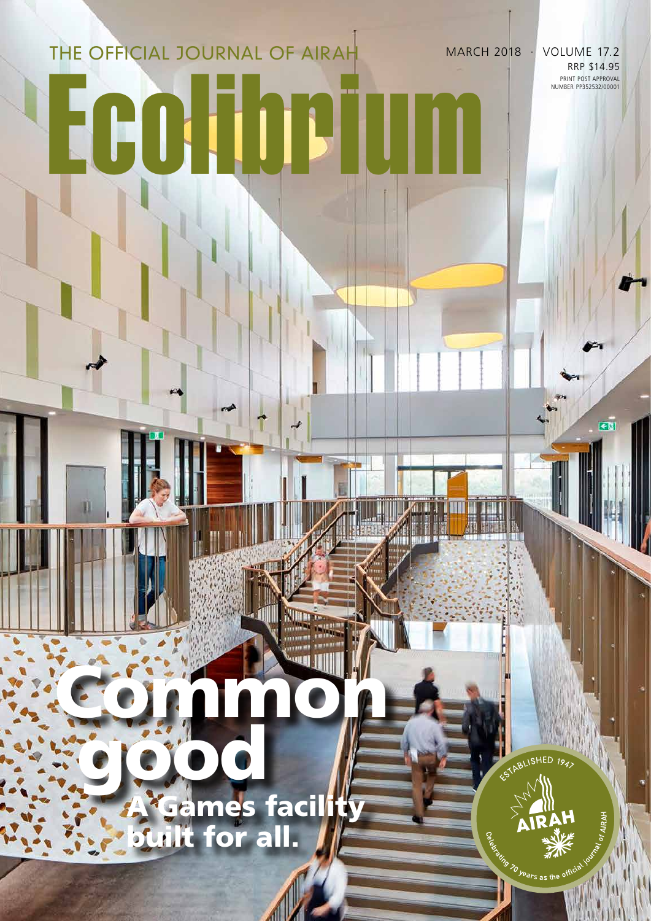THE OFFICIAL JOURNAL OF AIRAH

MARCH 2018 · VOLUME 17.2

RRP $14.95

PRINT POST APPROVAL NUMBER PP352532/00001

# Ecolibrium

# Common good

## A Games facility built for all.

ESTABLISHED 1947

AIRAH

Celebrating 70 years as the official journal of AIRAH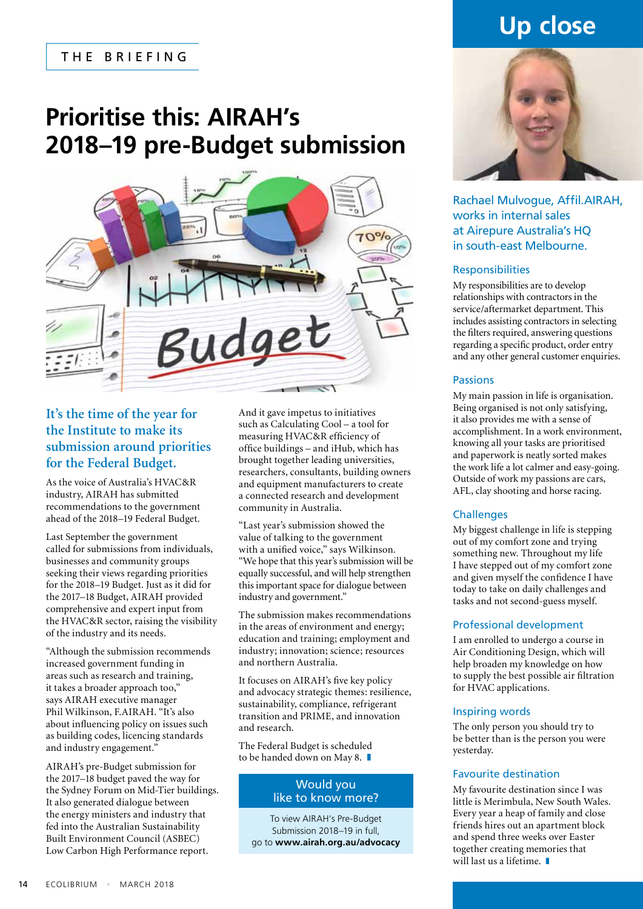THE BRIEFING

# Prioritise this: AIRAH's 2018–19 pre-Budget submission

## It's the time of the year for the Institute to make its submission around priorities for the Federal Budget.

As the voice of Australia's HVAC&R industry, AIRAH has submitted recommendations to the government ahead of the 2018–19 Federal Budget.

Last September the government called for submissions from individuals, businesses and community groups seeking their views regarding priorities for the 2018–19 Budget. Just as it did for the 2017–18 Budget, AIRAH provided comprehensive and expert input from the HVAC&R sector, raising the visibility of the industry and its needs.

"Although the submission recommends increased government funding in areas such as research and training, it takes a broader approach too," says AIRAH executive manager Phil Wilkinson, F.AIRAH. "It's also about influencing policy on issues such as building codes, licencing standards and industry engagement."

AIRAH's pre-Budget submission for the 2017–18 budget paved the way for the Sydney Forum on Mid-Tier buildings. It also generated dialogue between the energy ministers and industry that fed into the Australian Sustainability Built Environment Council (ASBEC) Low Carbon High Performance report.

And it gave impetus to initiatives such as Calculating Cool – a tool for measuring HVAC&R efficiency of office buildings – and iHub, which has brought together leading universities, researchers, consultants, building owners and equipment manufacturers to create a connected research and development community in Australia.

"Last year's submission showed the value of talking to the government with a unified voice," says Wilkinson. "We hope that this year's submission will be equally successful, and will help strengthen this important space for dialogue between industry and government."

The submission makes recommendations in the areas of environment and energy; education and training; employment and industry; innovation; science; resources and northern Australia.

It focuses on AIRAH's five key policy and advocacy strategic themes: resilience, sustainability, compliance, refrigerant transition and PRIME, and innovation and research.

The Federal Budget is scheduled to be handed down on May 8.

### Would you like to know more?

To view AIRAH's Pre-Budget Submission 2018–19 in full, go to **www.airah.org.au/advocacy**

# Up close

## Rachael Mulvogue, Affil.AIRAH, works in internal sales at Airepure Australia's HQ in south-east Melbourne.

### Responsibilities

My responsibilities are to develop relationships with contractors in the service/aftermarket department. This includes assisting contractors in selecting the filters required, answering questions regarding a specific product, order entry and any other general customer enquiries.

### Passions

My main passion in life is organisation. Being organised is not only satisfying, it also provides me with a sense of accomplishment. In a work environment, knowing all your tasks are prioritised and paperwork is neatly sorted makes the work life a lot calmer and easy-going. Outside of work my passions are cars, AFL, clay shooting and horse racing.

### Challenges

My biggest challenge in life is stepping out of my comfort zone and trying something new. Throughout my life I have stepped out of my comfort zone and given myself the confidence I have today to take on daily challenges and tasks and not second-guess myself.

### Professional development

I am enrolled to undergo a course in Air Conditioning Design, which will help broaden my knowledge on how to supply the best possible air filtration for HVAC applications.

### Inspiring words

The only person you should try to be better than is the person you were yesterday.

### Favourite destination

My favourite destination since I was little is Merimbula, New South Wales. Every year a heap of family and close friends hires out an apartment block and spend three weeks over Easter together creating memories that will last us a lifetime.